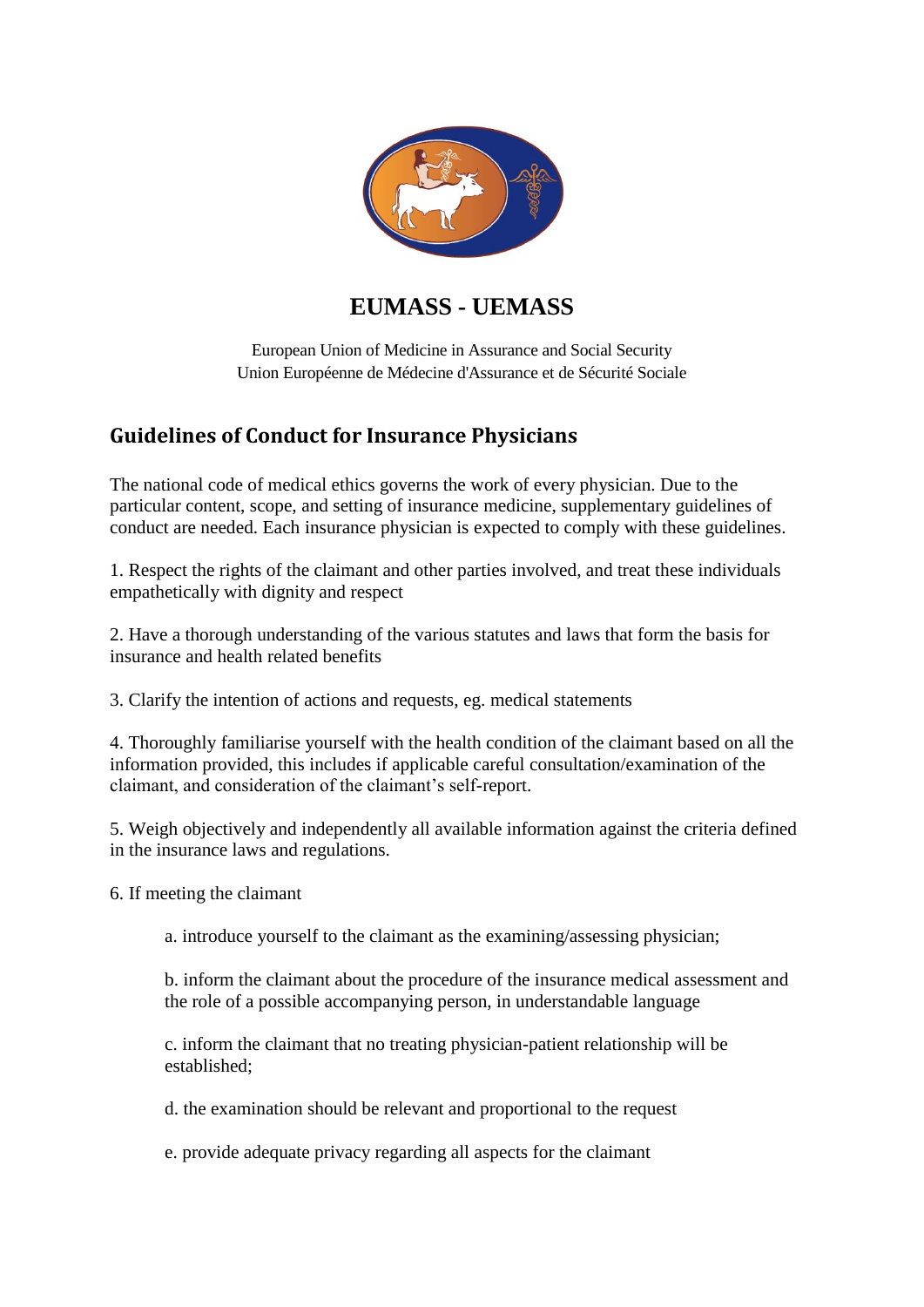# EUMASS - UEMASS

European Union of Medicine in Assurance and Social Security
Union Européenne de Médecine d'Assurance et de Sécurité Sociale

## Guidelines of Conduct for Insurance Physicians

The national code of medical ethics governs the work of every physician. Due to the particular content, scope, and setting of insurance medicine, supplementary guidelines of conduct are needed. Each insurance physician is expected to comply with these guidelines.

1. Respect the rights of the claimant and other parties involved, and treat these individuals empathetically with dignity and respect

2. Have a thorough understanding of the various statutes and laws that form the basis for insurance and health related benefits

3. Clarify the intention of actions and requests, eg. medical statements

4. Thoroughly familiarise yourself with the health condition of the claimant based on all the information provided, this includes if applicable careful consultation/examination of the claimant, and consideration of the claimant's self-report.

5. Weigh objectively and independently all available information against the criteria defined in the insurance laws and regulations.

6. If meeting the claimant

   a. introduce yourself to the claimant as the examining/assessing physician;

   b. inform the claimant about the procedure of the insurance medical assessment and the role of a possible accompanying person, in understandable language

   c. inform the claimant that no treating physician-patient relationship will be established;

   d. the examination should be relevant and proportional to the request

   e. provide adequate privacy regarding all aspects for the claimant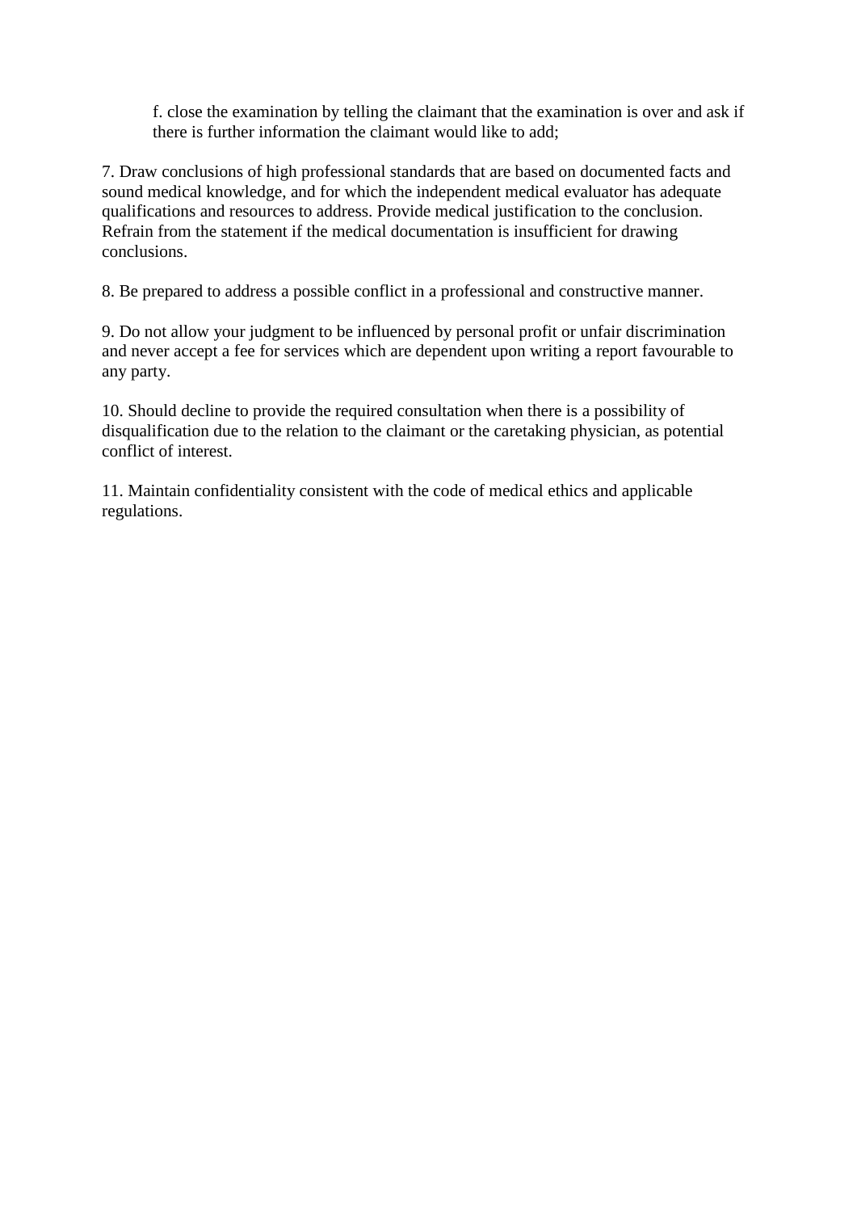f. close the examination by telling the claimant that the examination is over and ask if there is further information the claimant would like to add;

7. Draw conclusions of high professional standards that are based on documented facts and sound medical knowledge, and for which the independent medical evaluator has adequate qualifications and resources to address. Provide medical justification to the conclusion. Refrain from the statement if the medical documentation is insufficient for drawing conclusions.

8. Be prepared to address a possible conflict in a professional and constructive manner.

9. Do not allow your judgment to be influenced by personal profit or unfair discrimination and never accept a fee for services which are dependent upon writing a report favourable to any party.

10. Should decline to provide the required consultation when there is a possibility of disqualification due to the relation to the claimant or the caretaking physician, as potential conflict of interest.

11. Maintain confidentiality consistent with the code of medical ethics and applicable regulations.